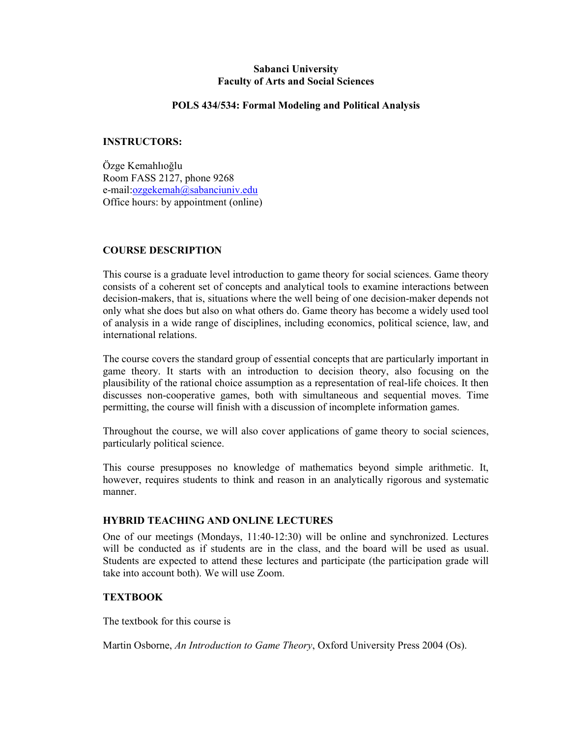**Sabanci University**
**Faculty of Arts and Social Sciences**

**POLS 434/534: Formal Modeling and Political Analysis**

**INSTRUCTORS:**

Özge Kemahlıoğlu
Room FASS 2127, phone 9268
e-mail:ozgekemah@sabanciuniv.edu
Office hours: by appointment (online)

**COURSE DESCRIPTION**

This course is a graduate level introduction to game theory for social sciences. Game theory consists of a coherent set of concepts and analytical tools to examine interactions between decision-makers, that is, situations where the well being of one decision-maker depends not only what she does but also on what others do. Game theory has become a widely used tool of analysis in a wide range of disciplines, including economics, political science, law, and international relations.

The course covers the standard group of essential concepts that are particularly important in game theory. It starts with an introduction to decision theory, also focusing on the plausibility of the rational choice assumption as a representation of real-life choices. It then discusses non-cooperative games, both with simultaneous and sequential moves. Time permitting, the course will finish with a discussion of incomplete information games.

Throughout the course, we will also cover applications of game theory to social sciences, particularly political science.

This course presupposes no knowledge of mathematics beyond simple arithmetic. It, however, requires students to think and reason in an analytically rigorous and systematic manner.

**HYBRID TEACHING AND ONLINE LECTURES**

One of our meetings (Mondays, 11:40-12:30) will be online and synchronized. Lectures will be conducted as if students are in the class, and the board will be used as usual. Students are expected to attend these lectures and participate (the participation grade will take into account both). We will use Zoom.

**TEXTBOOK**

The textbook for this course is

Martin Osborne, *An Introduction to Game Theory*, Oxford University Press 2004 (Os).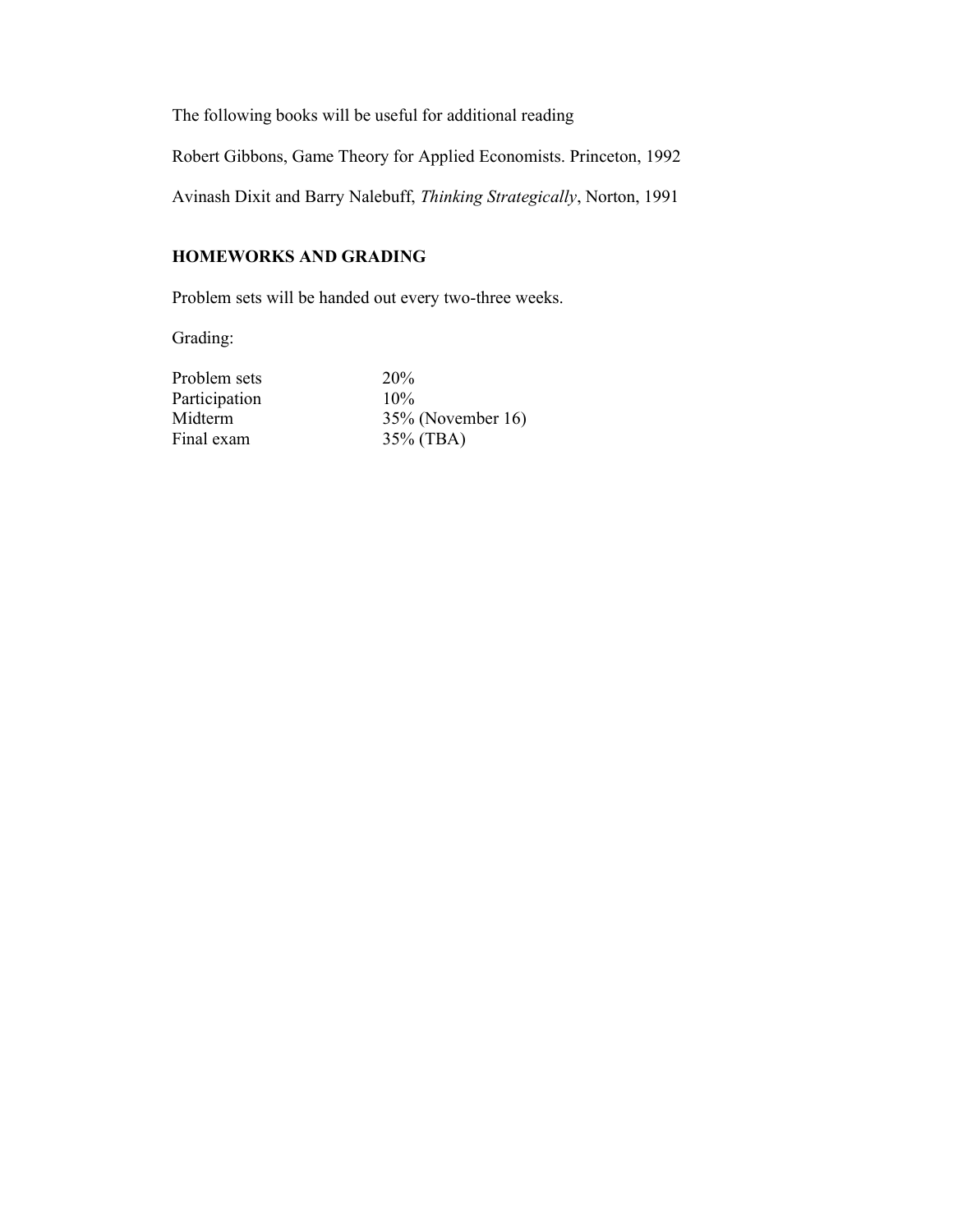The following books will be useful for additional reading

Robert Gibbons, Game Theory for Applied Economists. Princeton, 1992

Avinash Dixit and Barry Nalebuff, *Thinking Strategically*, Norton, 1991

## HOMEWORKS AND GRADING

Problem sets will be handed out every two-three weeks.

Grading:

| | |
|---|---|
| Problem sets | 20% |
| Participation | 10% |
| Midterm | 35% (November 16) |
| Final exam | 35% (TBA) |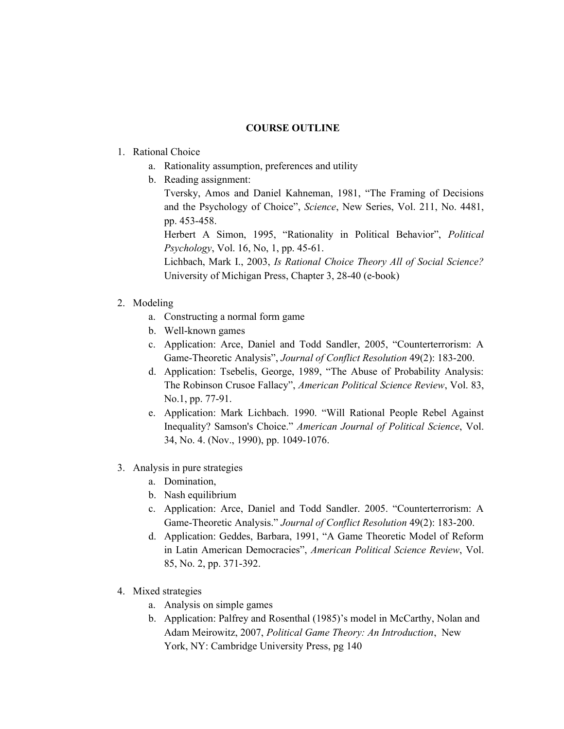## COURSE OUTLINE

1. Rational Choice
   a. Rationality assumption, preferences and utility
   b. Reading assignment:
      Tversky, Amos and Daniel Kahneman, 1981, "The Framing of Decisions and the Psychology of Choice", *Science*, New Series, Vol. 211, No. 4481, pp. 453-458.
      Herbert A Simon, 1995, "Rationality in Political Behavior", *Political Psychology*, Vol. 16, No, 1, pp. 45-61.
      Lichbach, Mark I., 2003, *Is Rational Choice Theory All of Social Science?* University of Michigan Press, Chapter 3, 28-40 (e-book)

2. Modeling
   a. Constructing a normal form game
   b. Well-known games
   c. Application: Arce, Daniel and Todd Sandler, 2005, "Counterterrorism: A Game-Theoretic Analysis", *Journal of Conflict Resolution* 49(2): 183-200.
   d. Application: Tsebelis, George, 1989, "The Abuse of Probability Analysis: The Robinson Crusoe Fallacy", *American Political Science Review*, Vol. 83, No.1, pp. 77-91.
   e. Application: Mark Lichbach. 1990. "Will Rational People Rebel Against Inequality? Samson's Choice." *American Journal of Political Science*, Vol. 34, No. 4. (Nov., 1990), pp. 1049-1076.

3. Analysis in pure strategies
   a. Domination,
   b. Nash equilibrium
   c. Application: Arce, Daniel and Todd Sandler. 2005. "Counterterrorism: A Game-Theoretic Analysis." *Journal of Conflict Resolution* 49(2): 183-200.
   d. Application: Geddes, Barbara, 1991, "A Game Theoretic Model of Reform in Latin American Democracies", *American Political Science Review*, Vol. 85, No. 2, pp. 371-392.

4. Mixed strategies
   a. Analysis on simple games
   b. Application: Palfrey and Rosenthal (1985)'s model in McCarthy, Nolan and Adam Meirowitz, 2007, *Political Game Theory: An Introduction*, New York, NY: Cambridge University Press, pg 140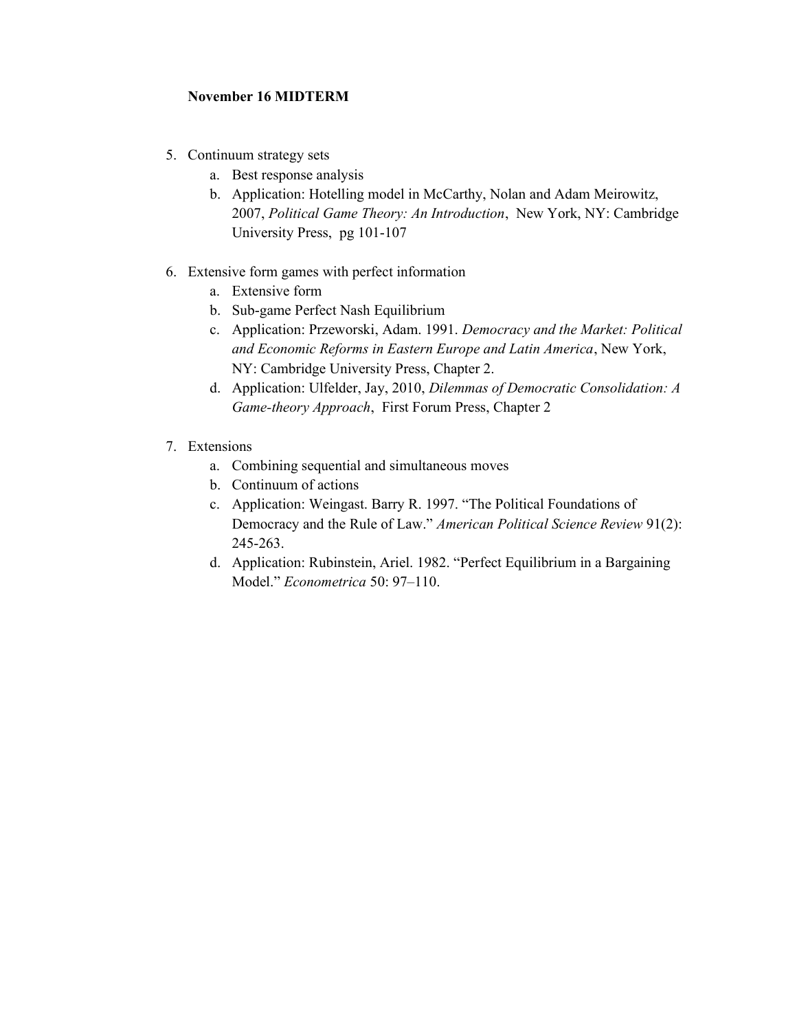**November 16 MIDTERM**

5. Continuum strategy sets
    a. Best response analysis
    b. Application: Hotelling model in McCarthy, Nolan and Adam Meirowitz, 2007, *Political Game Theory: An Introduction*, New York, NY: Cambridge University Press, pg 101-107

6. Extensive form games with perfect information
    a. Extensive form
    b. Sub-game Perfect Nash Equilibrium
    c. Application: Przeworski, Adam. 1991. *Democracy and the Market: Political and Economic Reforms in Eastern Europe and Latin America*, New York, NY: Cambridge University Press, Chapter 2.
    d. Application: Ulfelder, Jay, 2010, *Dilemmas of Democratic Consolidation: A Game-theory Approach*, First Forum Press, Chapter 2

7. Extensions
    a. Combining sequential and simultaneous moves
    b. Continuum of actions
    c. Application: Weingast. Barry R. 1997. "The Political Foundations of Democracy and the Rule of Law." *American Political Science Review* 91(2): 245-263.
    d. Application: Rubinstein, Ariel. 1982. "Perfect Equilibrium in a Bargaining Model." *Econometrica* 50: 97–110.